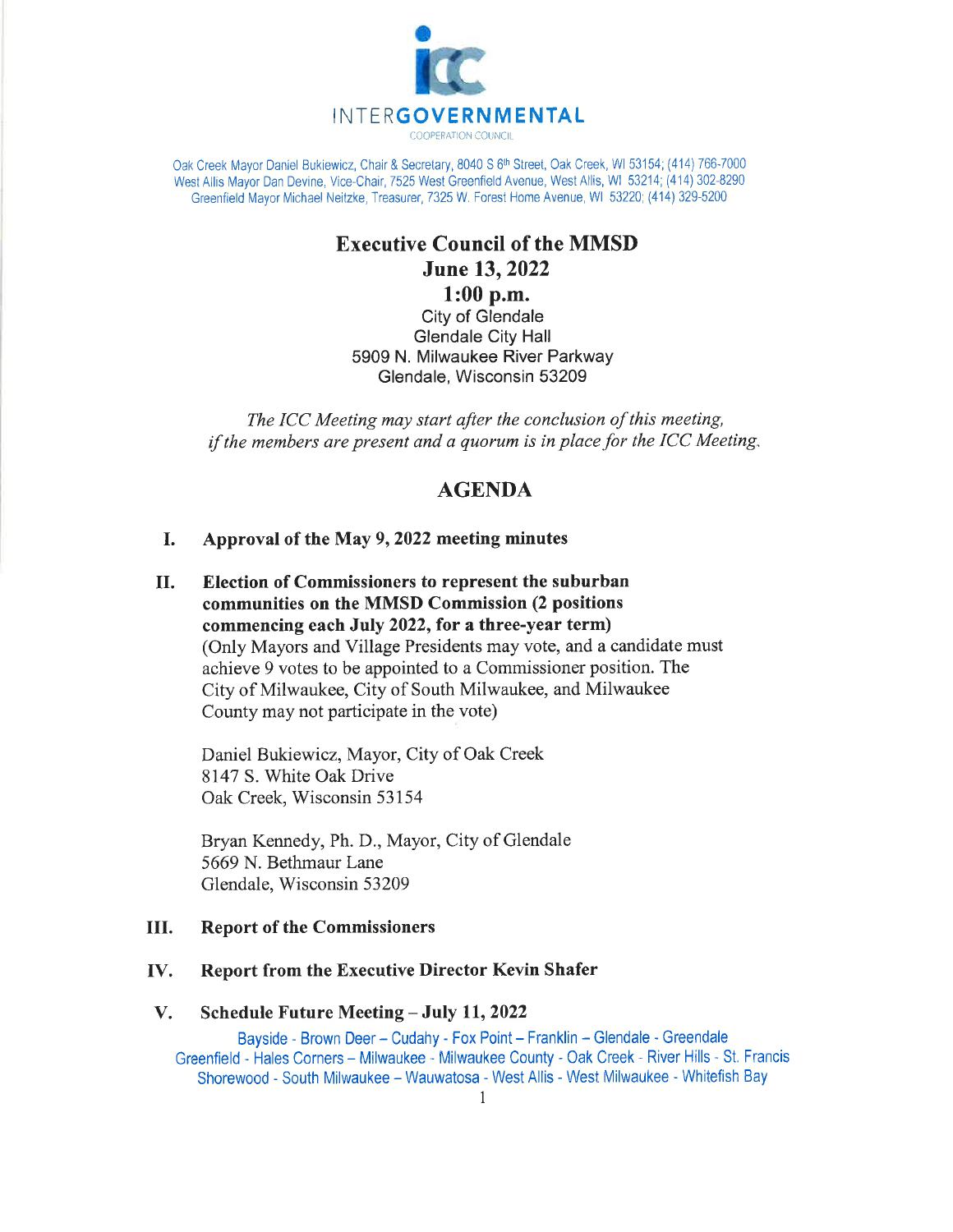INTERGOVERNMENTAL
COOPERATION COUNCIL

Oak Creek Mayor Daniel Bukiewicz, Chair & Secretary, 8040 S 6th Street, Oak Creek, WI 53154; (414) 766-7000
West Allis Mayor Dan Devine, Vice-Chair, 7525 West Greenfield Avenue, West Allis, WI 53214; (414) 302-8290
Greenfield Mayor Michael Neitzke, Treasurer, 7325 W. Forest Home Avenue, WI 53220; (414) 329-5200

# Executive Council of the MMSD
## June 13, 2022
## 1:00 p.m.

City of Glendale
Glendale City Hall
5909 N. Milwaukee River Parkway
Glendale, Wisconsin 53209

*The ICC Meeting may start after the conclusion of this meeting, if the members are present and a quorum is in place for the ICC Meeting.*

## AGENDA

**I. Approval of the May 9, 2022 meeting minutes**

**II. Election of Commissioners to represent the suburban communities on the MMSD Commission (2 positions commencing each July 2022, for a three-year term)**
(Only Mayors and Village Presidents may vote, and a candidate must achieve 9 votes to be appointed to a Commissioner position. The City of Milwaukee, City of South Milwaukee, and Milwaukee County may not participate in the vote)

Daniel Bukiewicz, Mayor, City of Oak Creek
8147 S. White Oak Drive
Oak Creek, Wisconsin 53154

Bryan Kennedy, Ph. D., Mayor, City of Glendale
5669 N. Bethmaur Lane
Glendale, Wisconsin 53209

**III. Report of the Commissioners**

**IV. Report from the Executive Director Kevin Shafer**

**V. Schedule Future Meeting – July 11, 2022**

Bayside - Brown Deer – Cudahy - Fox Point – Franklin – Glendale - Greendale
Greenfield - Hales Corners – Milwaukee - Milwaukee County - Oak Creek - River Hills - St. Francis
Shorewood - South Milwaukee – Wauwatosa - West Allis - West Milwaukee - Whitefish Bay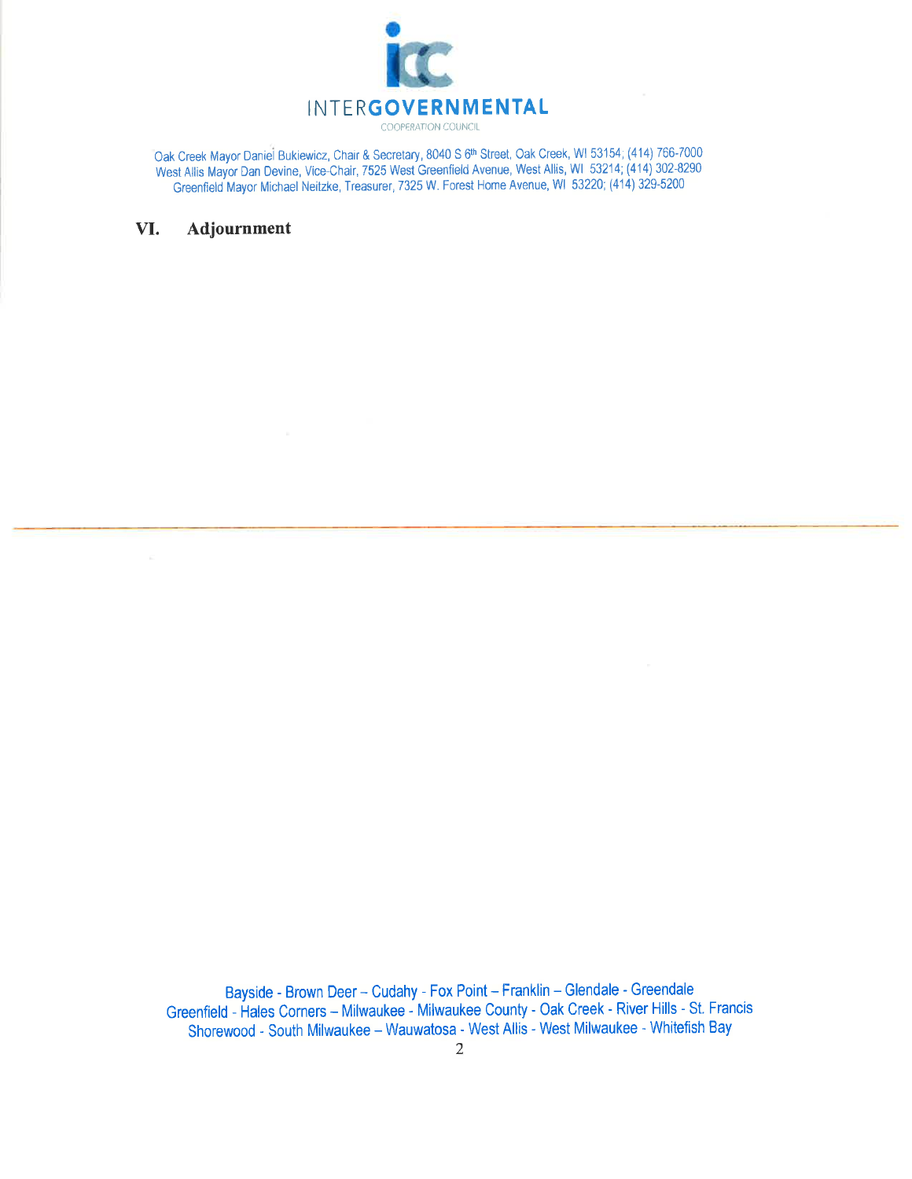INTER**GOVERNMENTAL**
COOPERATION COUNCIL

Oak Creek Mayor Daniel Bukiewicz, Chair & Secretary, 8040 S 6th Street, Oak Creek, WI 53154; (414) 766-7000
West Allis Mayor Dan Devine, Vice-Chair, 7525 West Greenfield Avenue, West Allis, WI 53214; (414) 302-8290
Greenfield Mayor Michael Neitzke, Treasurer, 7325 W. Forest Home Avenue, WI 53220; (414) 329-5200

## VI. Adjournment

Bayside - Brown Deer – Cudahy - Fox Point – Franklin – Glendale - Greendale
Greenfield - Hales Corners – Milwaukee - Milwaukee County - Oak Creek - River Hills - St. Francis
Shorewood - South Milwaukee – Wauwatosa - West Allis - West Milwaukee - Whitefish Bay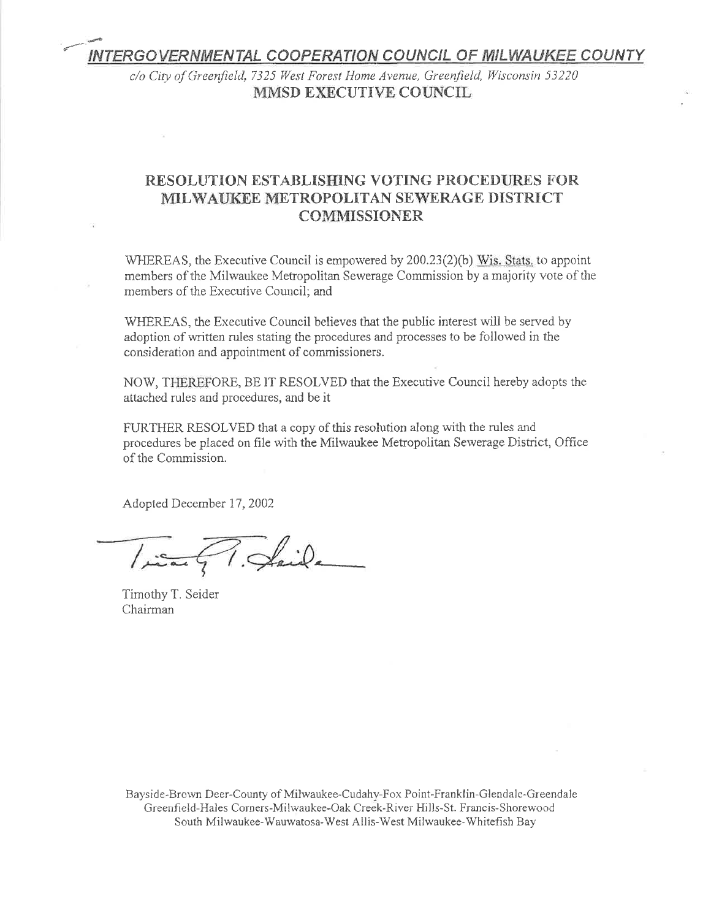***INTERGOVERNMENTAL COOPERATION COUNCIL OF MILWAUKEE COUNTY***

*c/o City of Greenfield, 7325 West Forest Home Avenue, Greenfield, Wisconsin 53220*

**MMSD EXECUTIVE COUNCIL**

## RESOLUTION ESTABLISHING VOTING PROCEDURES FOR MILWAUKEE METROPOLITAN SEWERAGE DISTRICT COMMISSIONER

WHEREAS, the Executive Council is empowered by 200.23(2)(b) Wis. Stats. to appoint members of the Milwaukee Metropolitan Sewerage Commission by a majority vote of the members of the Executive Council; and

WHEREAS, the Executive Council believes that the public interest will be served by adoption of written rules stating the procedures and processes to be followed in the consideration and appointment of commissioners.

NOW, THEREFORE, BE IT RESOLVED that the Executive Council hereby adopts the attached rules and procedures, and be it

FURTHER RESOLVED that a copy of this resolution along with the rules and procedures be placed on file with the Milwaukee Metropolitan Sewerage District, Office of the Commission.

Adopted December 17, 2002

Timothy T. Seider
Chairman

Bayside-Brown Deer-County of Milwaukee-Cudahy-Fox Point-Franklin-Glendale-Greendale
Greenfield-Hales Corners-Milwaukee-Oak Creek-River Hills-St. Francis-Shorewood
South Milwaukee-Wauwatosa-West Allis-West Milwaukee-Whitefish Bay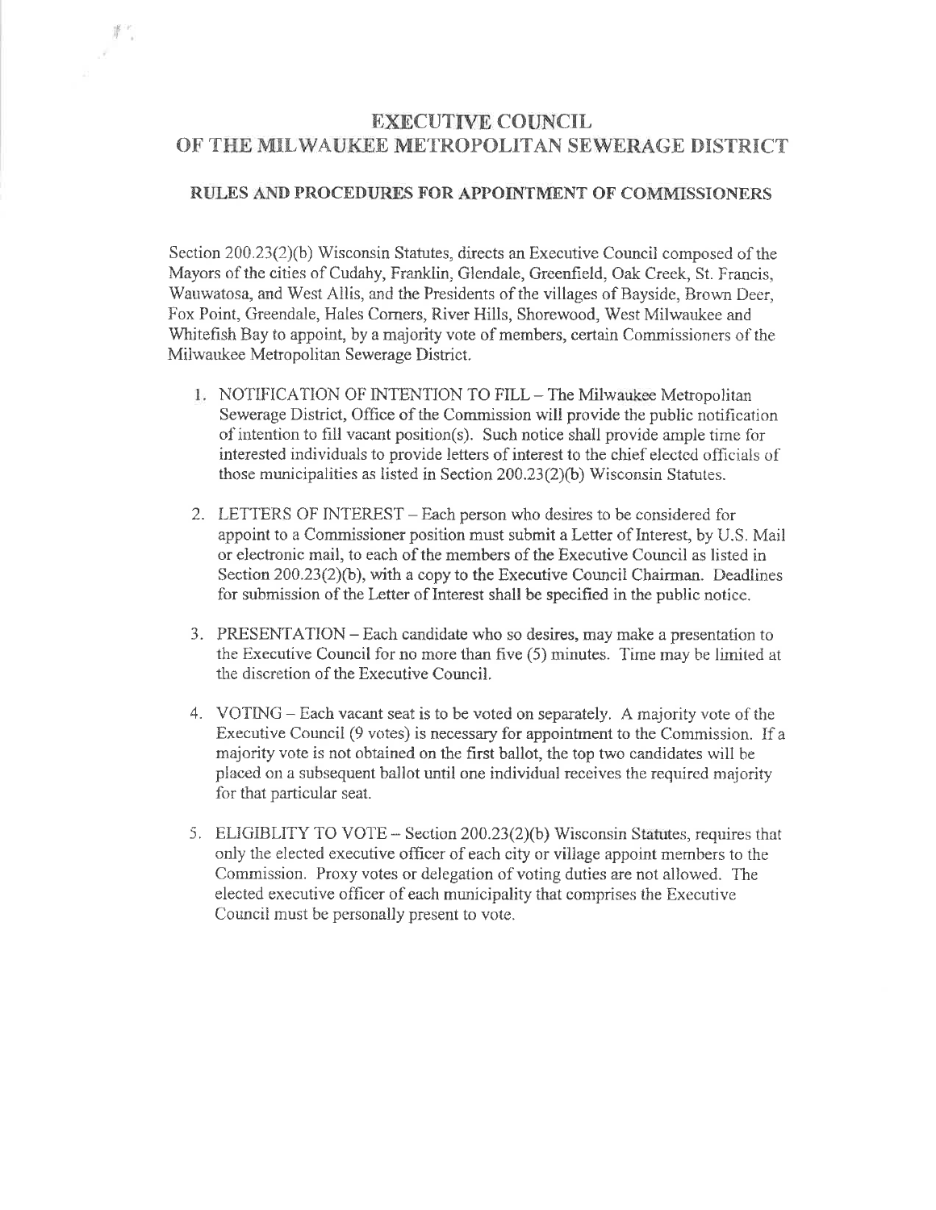# EXECUTIVE COUNCIL
# OF THE MILWAUKEE METROPOLITAN SEWERAGE DISTRICT

## RULES AND PROCEDURES FOR APPOINTMENT OF COMMISSIONERS

Section 200.23(2)(b) Wisconsin Statutes, directs an Executive Council composed of the Mayors of the cities of Cudahy, Franklin, Glendale, Greenfield, Oak Creek, St. Francis, Wauwatosa, and West Allis, and the Presidents of the villages of Bayside, Brown Deer, Fox Point, Greendale, Hales Corners, River Hills, Shorewood, West Milwaukee and Whitefish Bay to appoint, by a majority vote of members, certain Commissioners of the Milwaukee Metropolitan Sewerage District.

1. NOTIFICATION OF INTENTION TO FILL – The Milwaukee Metropolitan Sewerage District, Office of the Commission will provide the public notification of intention to fill vacant position(s). Such notice shall provide ample time for interested individuals to provide letters of interest to the chief elected officials of those municipalities as listed in Section 200.23(2)(b) Wisconsin Statutes.

2. LETTERS OF INTEREST – Each person who desires to be considered for appoint to a Commissioner position must submit a Letter of Interest, by U.S. Mail or electronic mail, to each of the members of the Executive Council as listed in Section 200.23(2)(b), with a copy to the Executive Council Chairman. Deadlines for submission of the Letter of Interest shall be specified in the public notice.

3. PRESENTATION – Each candidate who so desires, may make a presentation to the Executive Council for no more than five (5) minutes. Time may be limited at the discretion of the Executive Council.

4. VOTING – Each vacant seat is to be voted on separately. A majority vote of the Executive Council (9 votes) is necessary for appointment to the Commission. If a majority vote is not obtained on the first ballot, the top two candidates will be placed on a subsequent ballot until one individual receives the required majority for that particular seat.

5. ELIGIBLITY TO VOTE – Section 200.23(2)(b) Wisconsin Statutes, requires that only the elected executive officer of each city or village appoint members to the Commission. Proxy votes or delegation of voting duties are not allowed. The elected executive officer of each municipality that comprises the Executive Council must be personally present to vote.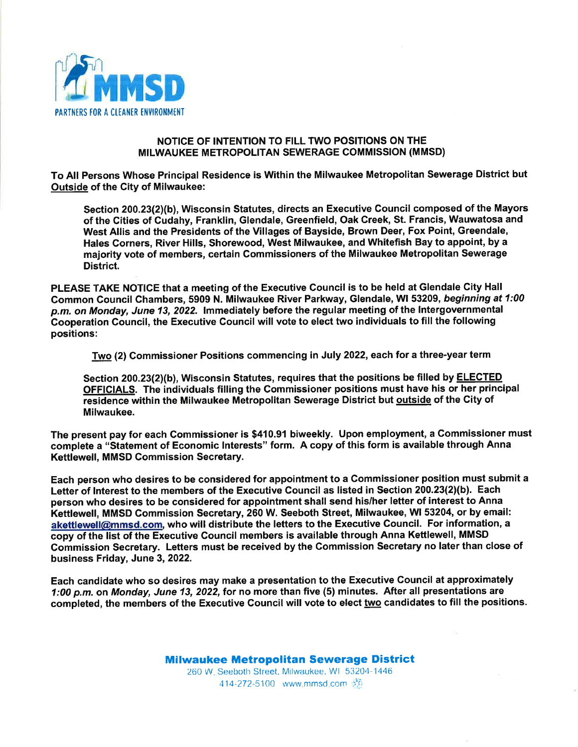MMSD

PARTNERS FOR A CLEANER ENVIRONMENT

## NOTICE OF INTENTION TO FILL TWO POSITIONS ON THE MILWAUKEE METROPOLITAN SEWERAGE COMMISSION (MMSD)

**To All Persons Whose Principal Residence is Within the Milwaukee Metropolitan Sewerage District but Outside of the City of Milwaukee:**

> **Section 200.23(2)(b), Wisconsin Statutes, directs an Executive Council composed of the Mayors of the Cities of Cudahy, Franklin, Glendale, Greenfield, Oak Creek, St. Francis, Wauwatosa and West Allis and the Presidents of the Villages of Bayside, Brown Deer, Fox Point, Greendale, Hales Corners, River Hills, Shorewood, West Milwaukee, and Whitefish Bay to appoint, by a majority vote of members, certain Commissioners of the Milwaukee Metropolitan Sewerage District.**

**PLEASE TAKE NOTICE that a meeting of the Executive Council is to be held at Glendale City Hall Common Council Chambers, 5909 N. Milwaukee River Parkway, Glendale, WI 53209, *beginning at 1:00 p.m. on Monday, June 13, 2022.* Immediately before the regular meeting of the Intergovernmental Cooperation Council, the Executive Council will vote to elect two individuals to fill the following positions:**

> **Two (2) Commissioner Positions commencing in July 2022, each for a three-year term**

> **Section 200.23(2)(b), Wisconsin Statutes, requires that the positions be filled by ELECTED OFFICIALS. The individuals filling the Commissioner positions must have his or her principal residence within the Milwaukee Metropolitan Sewerage District but outside of the City of Milwaukee.**

**The present pay for each Commissioner is $410.91 biweekly. Upon employment, a Commissioner must complete a "Statement of Economic Interests" form. A copy of this form is available through Anna Kettlewell, MMSD Commission Secretary.**

**Each person who desires to be considered for appointment to a Commissioner position must submit a Letter of Interest to the members of the Executive Council as listed in Section 200.23(2)(b). Each person who desires to be considered for appointment shall send his/her letter of interest to Anna Kettlewell, MMSD Commission Secretary, 260 W. Seeboth Street, Milwaukee, WI 53204, or by email: akettlewell@mmsd.com, who will distribute the letters to the Executive Council. For information, a copy of the list of the Executive Council members is available through Anna Kettlewell, MMSD Commission Secretary. Letters must be received by the Commission Secretary no later than close of business Friday, June 3, 2022.**

**Each candidate who so desires may make a presentation to the Executive Council at approximately *1:00 p.m.* on *Monday, June 13, 2022,* for no more than five (5) minutes. After all presentations are completed, the members of the Executive Council will vote to elect two candidates to fill the positions.**

**Milwaukee Metropolitan Sewerage District**
260 W. Seeboth Street, Milwaukee, WI 53204-1446
414-272-5100 www.mmsd.com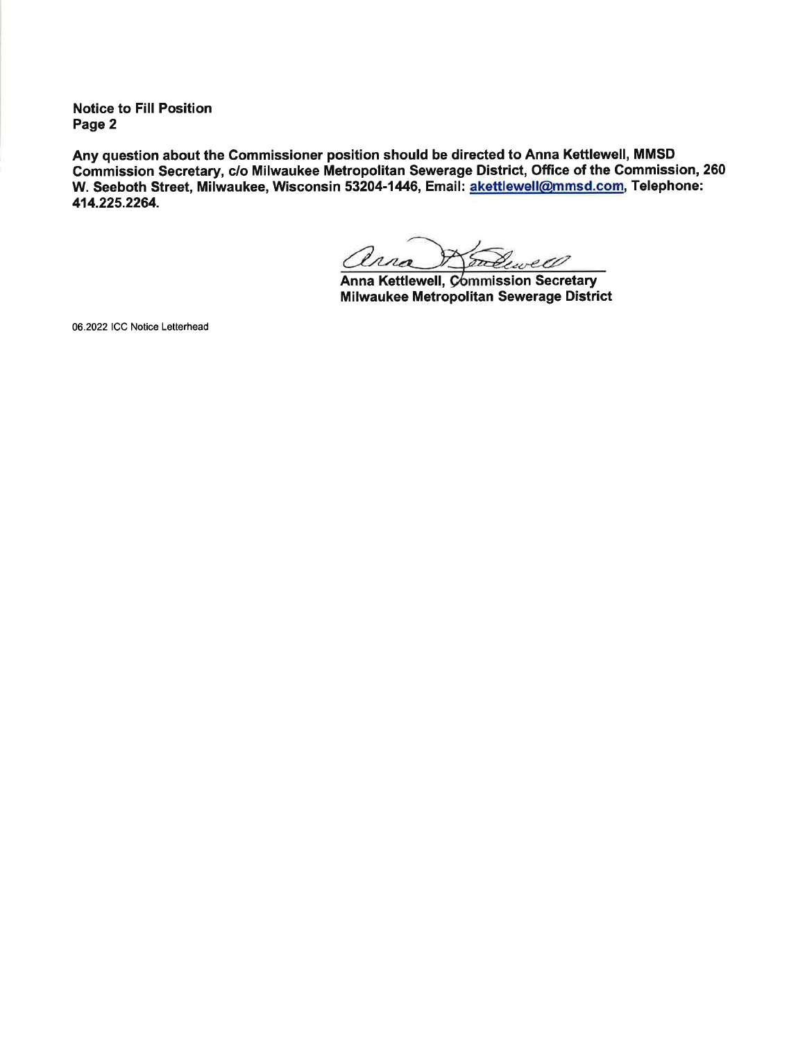**Notice to Fill Position**
**Page 2**

**Any question about the Commissioner position should be directed to Anna Kettlewell, MMSD Commission Secretary, c/o Milwaukee Metropolitan Sewerage District, Office of the Commission, 260 W. Seeboth Street, Milwaukee, Wisconsin 53204-1446, Email: akettlewell@mmsd.com, Telephone: 414.225.2264.**

**Anna Kettlewell, Commission Secretary**
**Milwaukee Metropolitan Sewerage District**

06.2022 ICC Notice Letterhead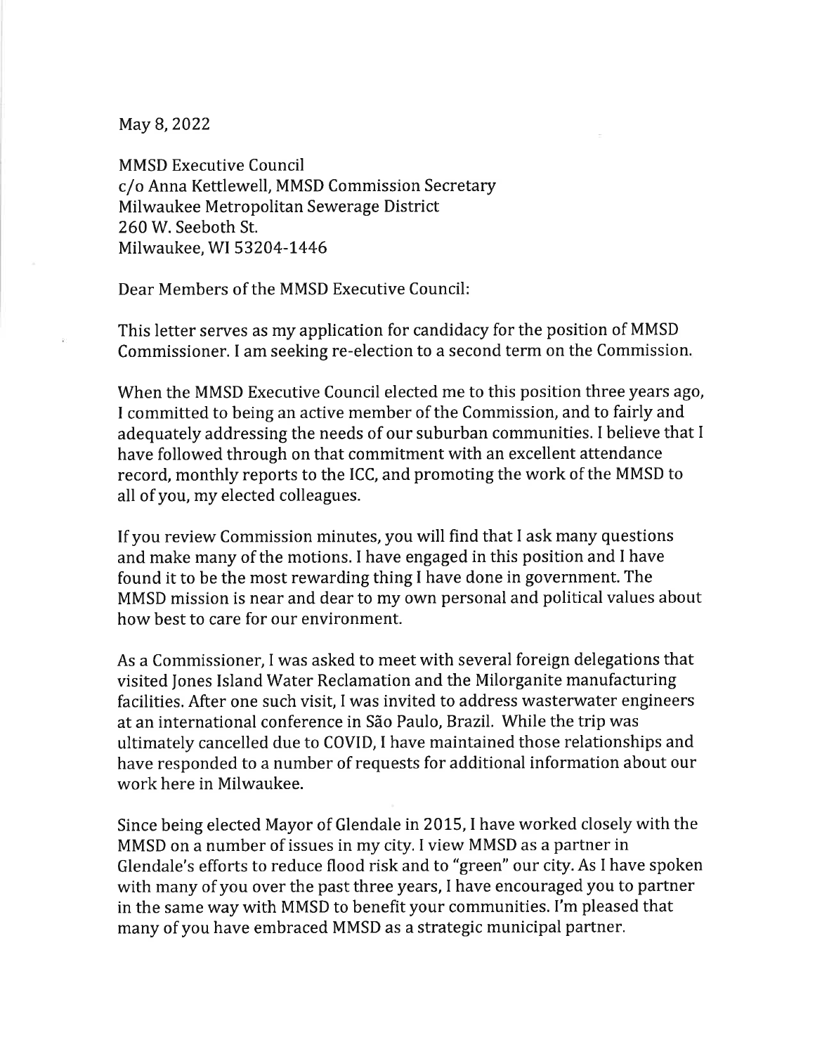May 8, 2022

MMSD Executive Council
c/o Anna Kettlewell, MMSD Commission Secretary
Milwaukee Metropolitan Sewerage District
260 W. Seeboth St.
Milwaukee, WI 53204-1446

Dear Members of the MMSD Executive Council:

This letter serves as my application for candidacy for the position of MMSD Commissioner. I am seeking re-election to a second term on the Commission.

When the MMSD Executive Council elected me to this position three years ago, I committed to being an active member of the Commission, and to fairly and adequately addressing the needs of our suburban communities. I believe that I have followed through on that commitment with an excellent attendance record, monthly reports to the ICC, and promoting the work of the MMSD to all of you, my elected colleagues.

If you review Commission minutes, you will find that I ask many questions and make many of the motions. I have engaged in this position and I have found it to be the most rewarding thing I have done in government. The MMSD mission is near and dear to my own personal and political values about how best to care for our environment.

As a Commissioner, I was asked to meet with several foreign delegations that visited Jones Island Water Reclamation and the Milorganite manufacturing facilities. After one such visit, I was invited to address wastewater engineers at an international conference in São Paulo, Brazil. While the trip was ultimately cancelled due to COVID, I have maintained those relationships and have responded to a number of requests for additional information about our work here in Milwaukee.

Since being elected Mayor of Glendale in 2015, I have worked closely with the MMSD on a number of issues in my city. I view MMSD as a partner in Glendale's efforts to reduce flood risk and to "green" our city. As I have spoken with many of you over the past three years, I have encouraged you to partner in the same way with MMSD to benefit your communities. I'm pleased that many of you have embraced MMSD as a strategic municipal partner.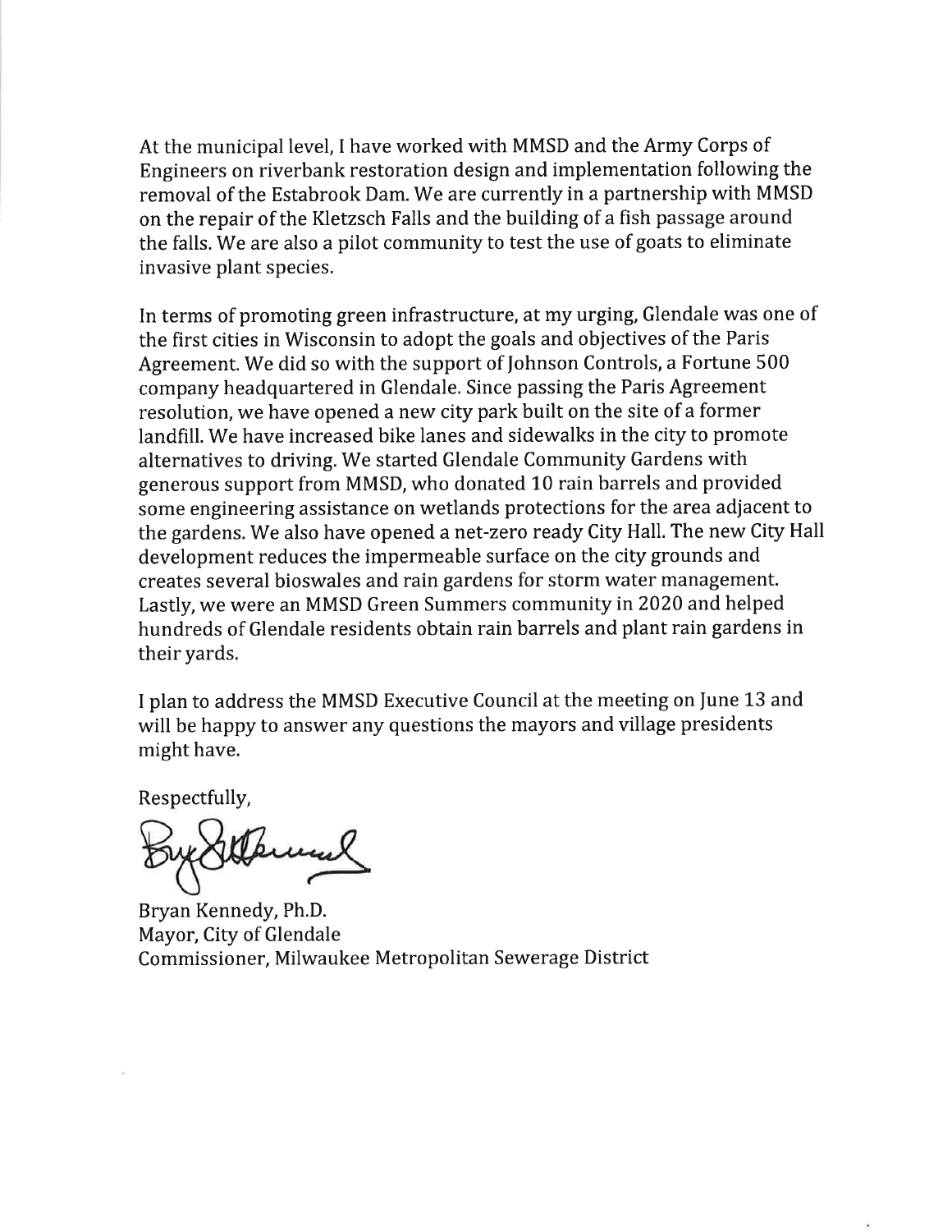At the municipal level, I have worked with MMSD and the Army Corps of Engineers on riverbank restoration design and implementation following the removal of the Estabrook Dam. We are currently in a partnership with MMSD on the repair of the Kletzsch Falls and the building of a fish passage around the falls. We are also a pilot community to test the use of goats to eliminate invasive plant species.

In terms of promoting green infrastructure, at my urging, Glendale was one of the first cities in Wisconsin to adopt the goals and objectives of the Paris Agreement. We did so with the support of Johnson Controls, a Fortune 500 company headquartered in Glendale. Since passing the Paris Agreement resolution, we have opened a new city park built on the site of a former landfill. We have increased bike lanes and sidewalks in the city to promote alternatives to driving. We started Glendale Community Gardens with generous support from MMSD, who donated 10 rain barrels and provided some engineering assistance on wetlands protections for the area adjacent to the gardens. We also have opened a net-zero ready City Hall. The new City Hall development reduces the impermeable surface on the city grounds and creates several bioswales and rain gardens for storm water management. Lastly, we were an MMSD Green Summers community in 2020 and helped hundreds of Glendale residents obtain rain barrels and plant rain gardens in their yards.

I plan to address the MMSD Executive Council at the meeting on June 13 and will be happy to answer any questions the mayors and village presidents might have.

Respectfully,

Bryan Kennedy, Ph.D.
Mayor, City of Glendale
Commissioner, Milwaukee Metropolitan Sewerage District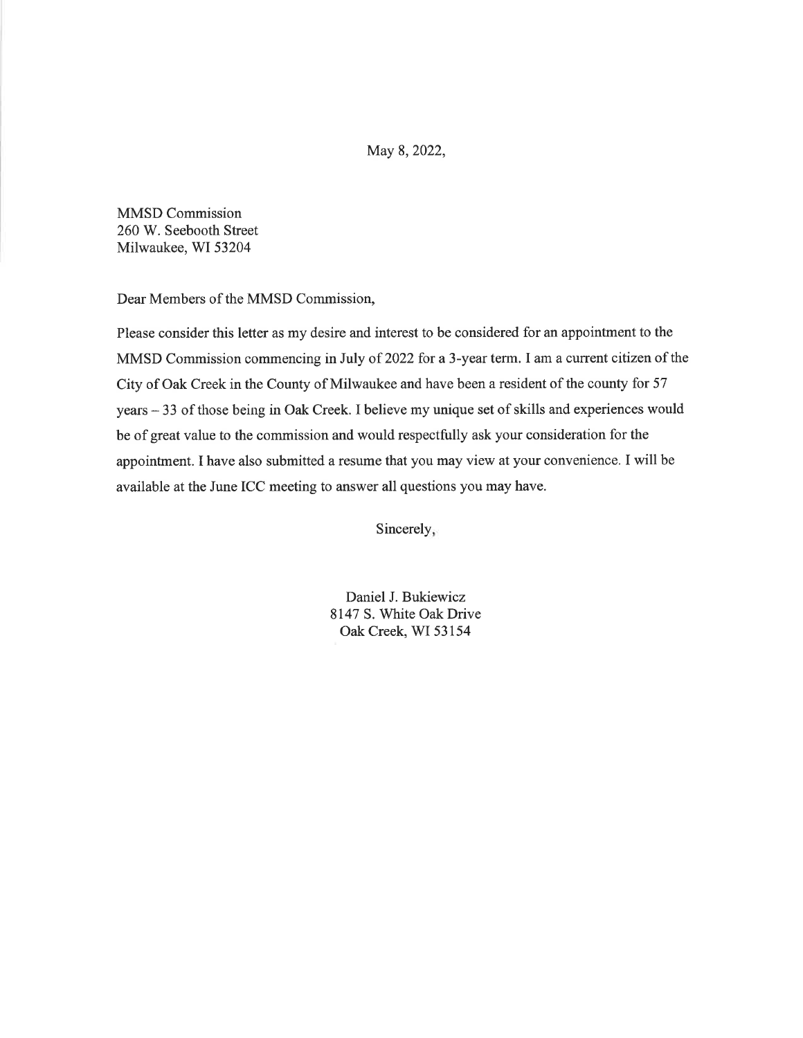May 8, 2022,

MMSD Commission
260 W. Seebooth Street
Milwaukee, WI 53204

Dear Members of the MMSD Commission,

Please consider this letter as my desire and interest to be considered for an appointment to the MMSD Commission commencing in July of 2022 for a 3-year term. I am a current citizen of the City of Oak Creek in the County of Milwaukee and have been a resident of the county for 57 years – 33 of those being in Oak Creek. I believe my unique set of skills and experiences would be of great value to the commission and would respectfully ask your consideration for the appointment. I have also submitted a resume that you may view at your convenience. I will be available at the June ICC meeting to answer all questions you may have.

Sincerely,

Daniel J. Bukiewicz
8147 S. White Oak Drive
Oak Creek, WI 53154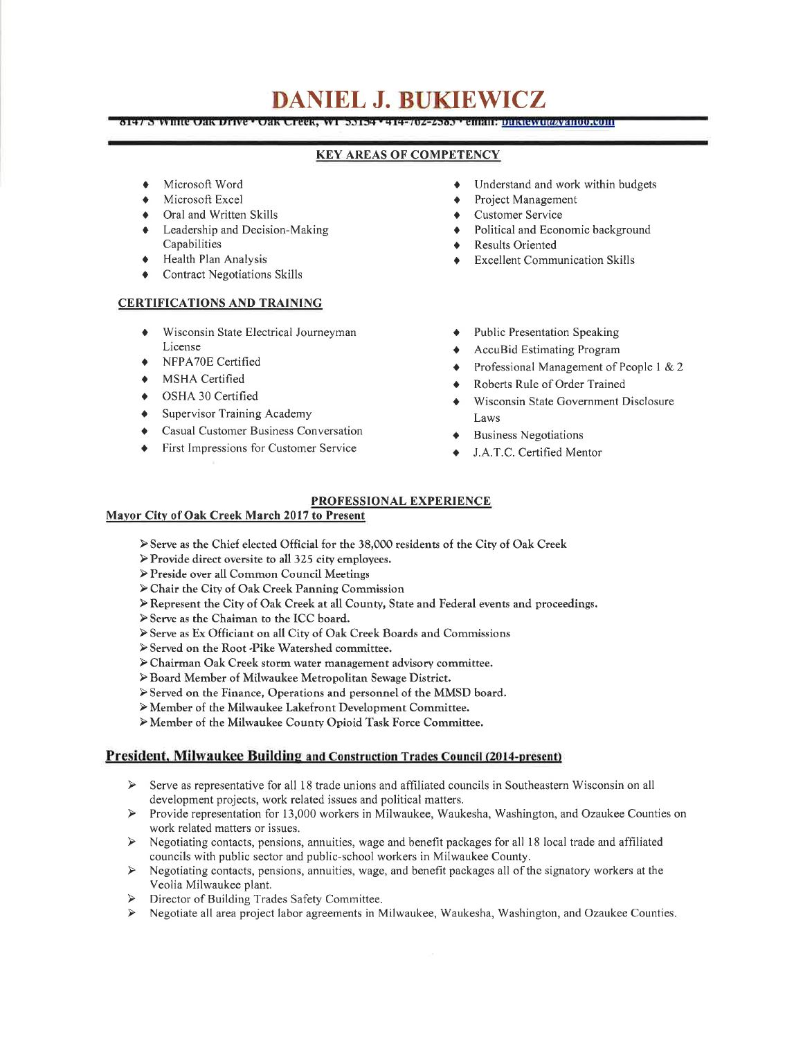# DANIEL J. BUKIEWICZ

8147 S White Oak Drive • Oak Creek, WI 53154 • 414-762-2583 • email: bukiewd@yahoo.com

## KEY AREAS OF COMPETENCY

- Microsoft Word
- Microsoft Excel
- Oral and Written Skills
- Leadership and Decision-Making Capabilities
- Health Plan Analysis
- Contract Negotiations Skills
- Understand and work within budgets
- Project Management
- Customer Service
- Political and Economic background
- Results Oriented
- Excellent Communication Skills

## CERTIFICATIONS AND TRAINING

- Wisconsin State Electrical Journeyman License
- NFPA70E Certified
- MSHA Certified
- OSHA 30 Certified
- Supervisor Training Academy
- Casual Customer Business Conversation
- First Impressions for Customer Service
- Public Presentation Speaking
- AccuBid Estimating Program
- Professional Management of People 1 & 2
- Roberts Rule of Order Trained
- Wisconsin State Government Disclosure Laws
- Business Negotiations
- J.A.T.C. Certified Mentor

## PROFESSIONAL EXPERIENCE

### Mayor City of Oak Creek March 2017 to Present

- Serve as the Chief elected Official for the 38,000 residents of the City of Oak Creek
- Provide direct oversite to all 325 city employees.
- Preside over all Common Council Meetings
- Chair the City of Oak Creek Panning Commission
- Represent the City of Oak Creek at all County, State and Federal events and proceedings.
- Serve as the Chaiman to the ICC board.
- Serve as Ex Officiant on all City of Oak Creek Boards and Commissions
- Served on the Root -Pike Watershed committee.
- Chairman Oak Creek storm water management advisory committee.
- Board Member of Milwaukee Metropolitan Sewage District.
- Served on the Finance, Operations and personnel of the MMSD board.
- Member of the Milwaukee Lakefront Development Committee.
- Member of the Milwaukee County Opioid Task Force Committee.

### President, Milwaukee Building and Construction Trades Council (2014-present)

- Serve as representative for all 18 trade unions and affiliated councils in Southeastern Wisconsin on all development projects, work related issues and political matters.
- Provide representation for 13,000 workers in Milwaukee, Waukesha, Washington, and Ozaukee Counties on work related matters or issues.
- Negotiating contacts, pensions, annuities, wage and benefit packages for all 18 local trade and affiliated councils with public sector and public-school workers in Milwaukee County.
- Negotiating contacts, pensions, annuities, wage, and benefit packages all of the signatory workers at the Veolia Milwaukee plant.
- Director of Building Trades Safety Committee.
- Negotiate all area project labor agreements in Milwaukee, Waukesha, Washington, and Ozaukee Counties.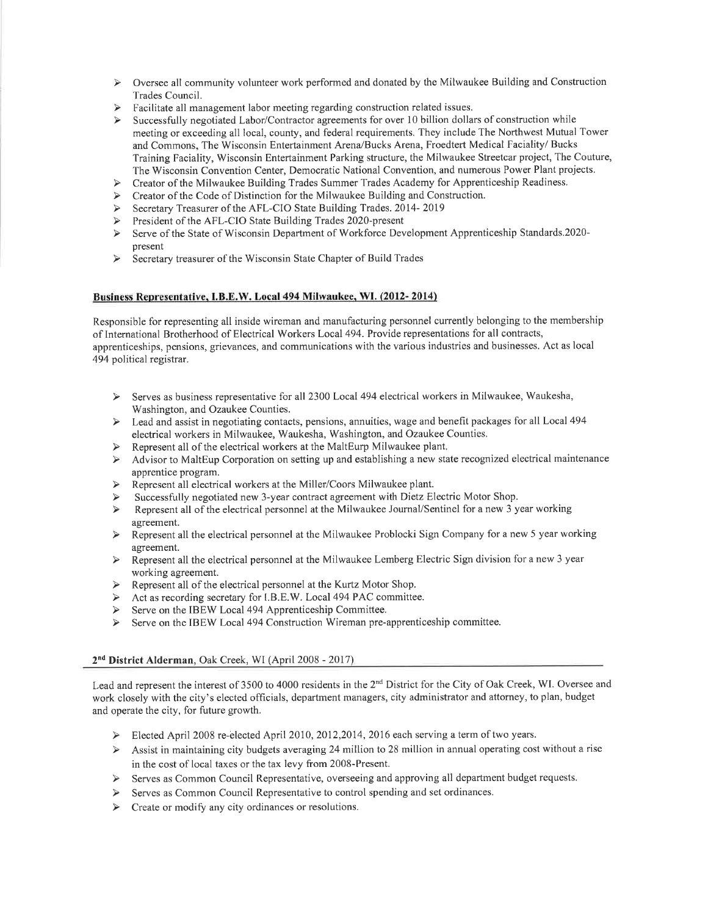- Oversee all community volunteer work performed and donated by the Milwaukee Building and Construction Trades Council.
- Facilitate all management labor meeting regarding construction related issues.
- Successfully negotiated Labor/Contractor agreements for over 10 billion dollars of construction while meeting or exceeding all local, county, and federal requirements. They include The Northwest Mutual Tower and Commons, The Wisconsin Entertainment Arena/Bucks Arena, Froedtert Medical Faciality/ Bucks Training Faciality, Wisconsin Entertainment Parking structure, the Milwaukee Streetcar project, The Couture, The Wisconsin Convention Center, Democratic National Convention, and numerous Power Plant projects.
- Creator of the Milwaukee Building Trades Summer Trades Academy for Apprenticeship Readiness.
- Creator of the Code of Distinction for the Milwaukee Building and Construction.
- Secretary Treasurer of the AFL-CIO State Building Trades. 2014- 2019
- President of the AFL-CIO State Building Trades 2020-present
- Serve of the State of Wisconsin Department of Workforce Development Apprenticeship Standards.2020-present
- Secretary treasurer of the Wisconsin State Chapter of Build Trades

**Business Representative, I.B.E.W. Local 494 Milwaukee, WI. (2012- 2014)**

Responsible for representing all inside wireman and manufacturing personnel currently belonging to the membership of International Brotherhood of Electrical Workers Local 494. Provide representations for all contracts, apprenticeships, pensions, grievances, and communications with the various industries and businesses. Act as local 494 political registrar.

- Serves as business representative for all 2300 Local 494 electrical workers in Milwaukee, Waukesha, Washington, and Ozaukee Counties.
- Lead and assist in negotiating contacts, pensions, annuities, wage and benefit packages for all Local 494 electrical workers in Milwaukee, Waukesha, Washington, and Ozaukee Counties.
- Represent all of the electrical workers at the MaltEurp Milwaukee plant.
- Advisor to MaltEup Corporation on setting up and establishing a new state recognized electrical maintenance apprentice program.
- Represent all electrical workers at the Miller/Coors Milwaukee plant.
- Successfully negotiated new 3-year contract agreement with Dietz Electric Motor Shop.
- Represent all of the electrical personnel at the Milwaukee Journal/Sentinel for a new 3 year working agreement.
- Represent all the electrical personnel at the Milwaukee Problocki Sign Company for a new 5 year working agreement.
- Represent all the electrical personnel at the Milwaukee Lemberg Electric Sign division for a new 3 year working agreement.
- Represent all of the electrical personnel at the Kurtz Motor Shop.
- Act as recording secretary for I.B.E.W. Local 494 PAC committee.
- Serve on the IBEW Local 494 Apprenticeship Committee.
- Serve on the IBEW Local 494 Construction Wireman pre-apprenticeship committee.

**2nd District Alderman**, Oak Creek, WI (April 2008 - 2017)

Lead and represent the interest of 3500 to 4000 residents in the 2nd District for the City of Oak Creek, WI. Oversee and work closely with the city's elected officials, department managers, city administrator and attorney, to plan, budget and operate the city, for future growth.

- Elected April 2008 re-elected April 2010, 2012,2014, 2016 each serving a term of two years.
- Assist in maintaining city budgets averaging 24 million to 28 million in annual operating cost without a rise in the cost of local taxes or the tax levy from 2008-Present.
- Serves as Common Council Representative, overseeing and approving all department budget requests.
- Serves as Common Council Representative to control spending and set ordinances.
- Create or modify any city ordinances or resolutions.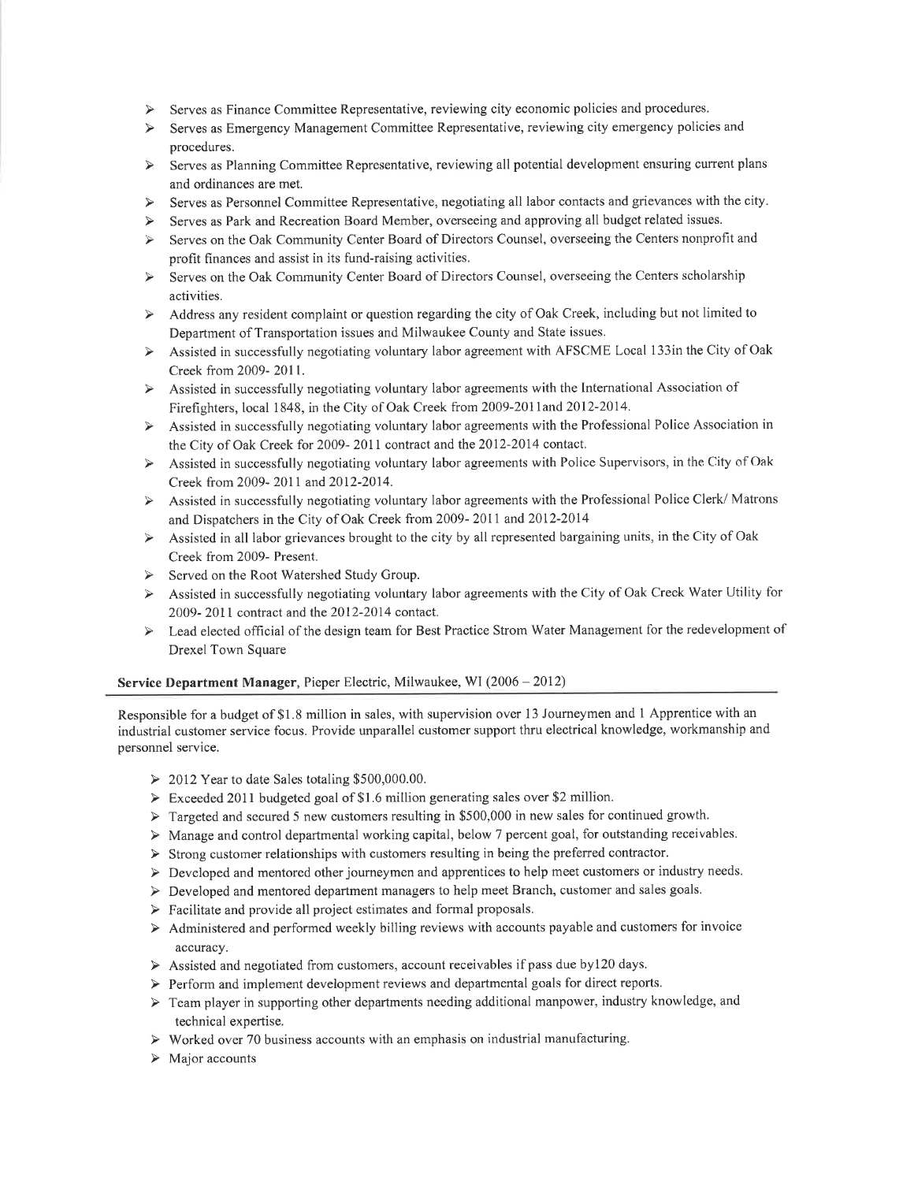- Serves as Finance Committee Representative, reviewing city economic policies and procedures.
- Serves as Emergency Management Committee Representative, reviewing city emergency policies and procedures.
- Serves as Planning Committee Representative, reviewing all potential development ensuring current plans and ordinances are met.
- Serves as Personnel Committee Representative, negotiating all labor contacts and grievances with the city.
- Serves as Park and Recreation Board Member, overseeing and approving all budget related issues.
- Serves on the Oak Community Center Board of Directors Counsel, overseeing the Centers nonprofit and profit finances and assist in its fund-raising activities.
- Serves on the Oak Community Center Board of Directors Counsel, overseeing the Centers scholarship activities.
- Address any resident complaint or question regarding the city of Oak Creek, including but not limited to Department of Transportation issues and Milwaukee County and State issues.
- Assisted in successfully negotiating voluntary labor agreement with AFSCME Local 133in the City of Oak Creek from 2009- 2011.
- Assisted in successfully negotiating voluntary labor agreements with the International Association of Firefighters, local 1848, in the City of Oak Creek from 2009-2011and 2012-2014.
- Assisted in successfully negotiating voluntary labor agreements with the Professional Police Association in the City of Oak Creek for 2009- 2011 contract and the 2012-2014 contact.
- Assisted in successfully negotiating voluntary labor agreements with Police Supervisors, in the City of Oak Creek from 2009- 2011 and 2012-2014.
- Assisted in successfully negotiating voluntary labor agreements with the Professional Police Clerk/ Matrons and Dispatchers in the City of Oak Creek from 2009- 2011 and 2012-2014
- Assisted in all labor grievances brought to the city by all represented bargaining units, in the City of Oak Creek from 2009- Present.
- Served on the Root Watershed Study Group.
- Assisted in successfully negotiating voluntary labor agreements with the City of Oak Creek Water Utility for 2009- 2011 contract and the 2012-2014 contact.
- Lead elected official of the design team for Best Practice Strom Water Management for the redevelopment of Drexel Town Square

**Service Department Manager**, Pieper Electric, Milwaukee, WI (2006 – 2012)

Responsible for a budget of $1.8 million in sales, with supervision over 13 Journeymen and 1 Apprentice with an industrial customer service focus. Provide unparallel customer support thru electrical knowledge, workmanship and personnel service.

- 2012 Year to date Sales totaling $500,000.00.
- Exceeded 2011 budgeted goal of $1.6 million generating sales over $2 million.
- Targeted and secured 5 new customers resulting in $500,000 in new sales for continued growth.
- Manage and control departmental working capital, below 7 percent goal, for outstanding receivables.
- Strong customer relationships with customers resulting in being the preferred contractor.
- Developed and mentored other journeymen and apprentices to help meet customers or industry needs.
- Developed and mentored department managers to help meet Branch, customer and sales goals.
- Facilitate and provide all project estimates and formal proposals.
- Administered and performed weekly billing reviews with accounts payable and customers for invoice accuracy.
- Assisted and negotiated from customers, account receivables if pass due by120 days.
- Perform and implement development reviews and departmental goals for direct reports.
- Team player in supporting other departments needing additional manpower, industry knowledge, and technical expertise.
- Worked over 70 business accounts with an emphasis on industrial manufacturing.
- Major accounts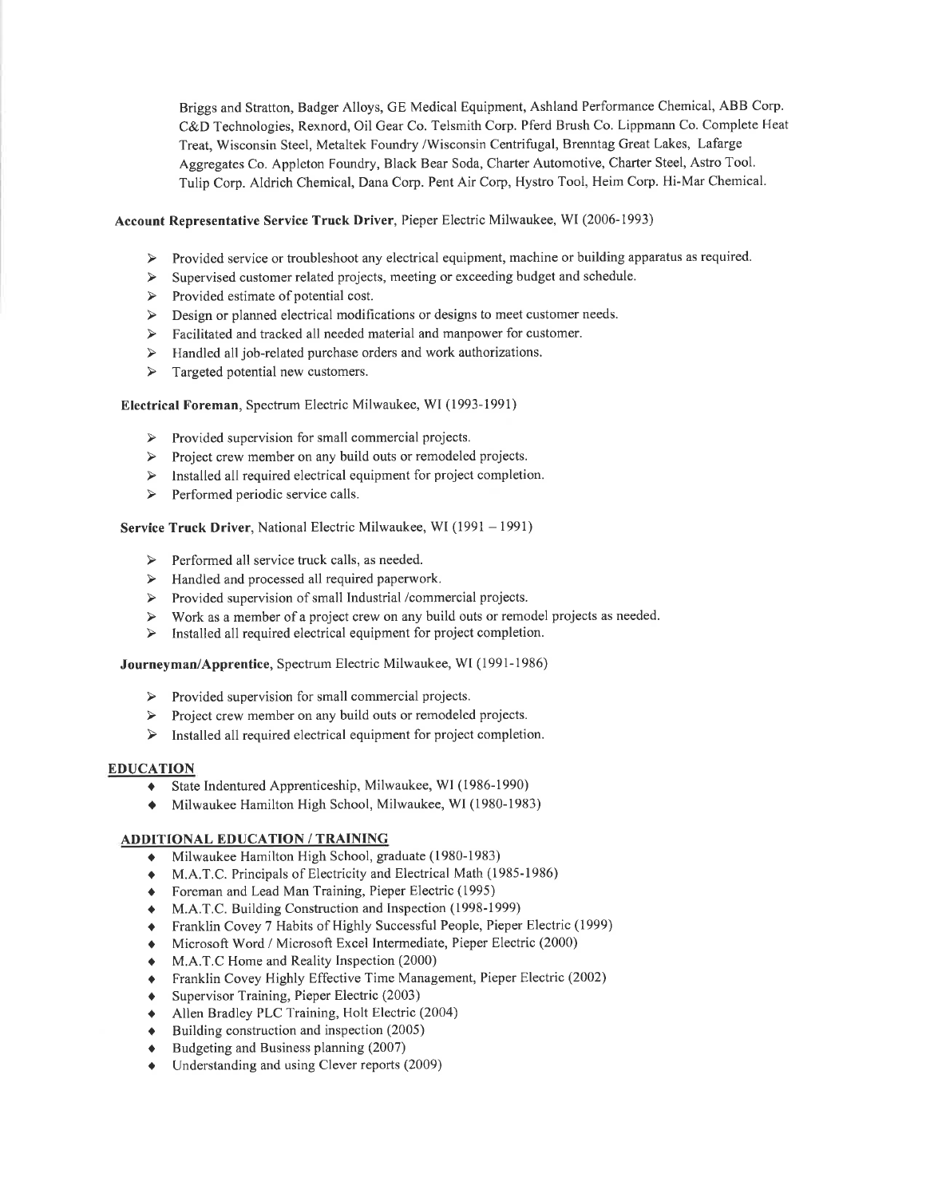Briggs and Stratton, Badger Alloys, GE Medical Equipment, Ashland Performance Chemical, ABB Corp. C&D Technologies, Rexnord, Oil Gear Co. Telsmith Corp. Pferd Brush Co. Lippmann Co. Complete Heat Treat, Wisconsin Steel, Metaltek Foundry /Wisconsin Centrifugal, Brenntag Great Lakes, Lafarge Aggregates Co. Appleton Foundry, Black Bear Soda, Charter Automotive, Charter Steel, Astro Tool. Tulip Corp. Aldrich Chemical, Dana Corp. Pent Air Corp, Hystro Tool, Heim Corp. Hi-Mar Chemical.

**Account Representative Service Truck Driver**, Pieper Electric Milwaukee, WI (2006-1993)

- Provided service or troubleshoot any electrical equipment, machine or building apparatus as required.
- Supervised customer related projects, meeting or exceeding budget and schedule.
- Provided estimate of potential cost.
- Design or planned electrical modifications or designs to meet customer needs.
- Facilitated and tracked all needed material and manpower for customer.
- Handled all job-related purchase orders and work authorizations.
- Targeted potential new customers.

**Electrical Foreman**, Spectrum Electric Milwaukee, WI (1993-1991)

- Provided supervision for small commercial projects.
- Project crew member on any build outs or remodeled projects.
- Installed all required electrical equipment for project completion.
- Performed periodic service calls.

**Service Truck Driver**, National Electric Milwaukee, WI (1991 – 1991)

- Performed all service truck calls, as needed.
- Handled and processed all required paperwork.
- Provided supervision of small Industrial /commercial projects.
- Work as a member of a project crew on any build outs or remodel projects as needed.
- Installed all required electrical equipment for project completion.

**Journeyman/Apprentice**, Spectrum Electric Milwaukee, WI (1991-1986)

- Provided supervision for small commercial projects.
- Project crew member on any build outs or remodeled projects.
- Installed all required electrical equipment for project completion.

## EDUCATION

- State Indentured Apprenticeship, Milwaukee, WI (1986-1990)
- Milwaukee Hamilton High School, Milwaukee, WI (1980-1983)

## ADDITIONAL EDUCATION / TRAINING

- Milwaukee Hamilton High School, graduate (1980-1983)
- M.A.T.C. Principals of Electricity and Electrical Math (1985-1986)
- Foreman and Lead Man Training, Pieper Electric (1995)
- M.A.T.C. Building Construction and Inspection (1998-1999)
- Franklin Covey 7 Habits of Highly Successful People, Pieper Electric (1999)
- Microsoft Word / Microsoft Excel Intermediate, Pieper Electric (2000)
- M.A.T.C Home and Reality Inspection (2000)
- Franklin Covey Highly Effective Time Management, Pieper Electric (2002)
- Supervisor Training, Pieper Electric (2003)
- Allen Bradley PLC Training, Holt Electric (2004)
- Building construction and inspection (2005)
- Budgeting and Business planning (2007)
- Understanding and using Clever reports (2009)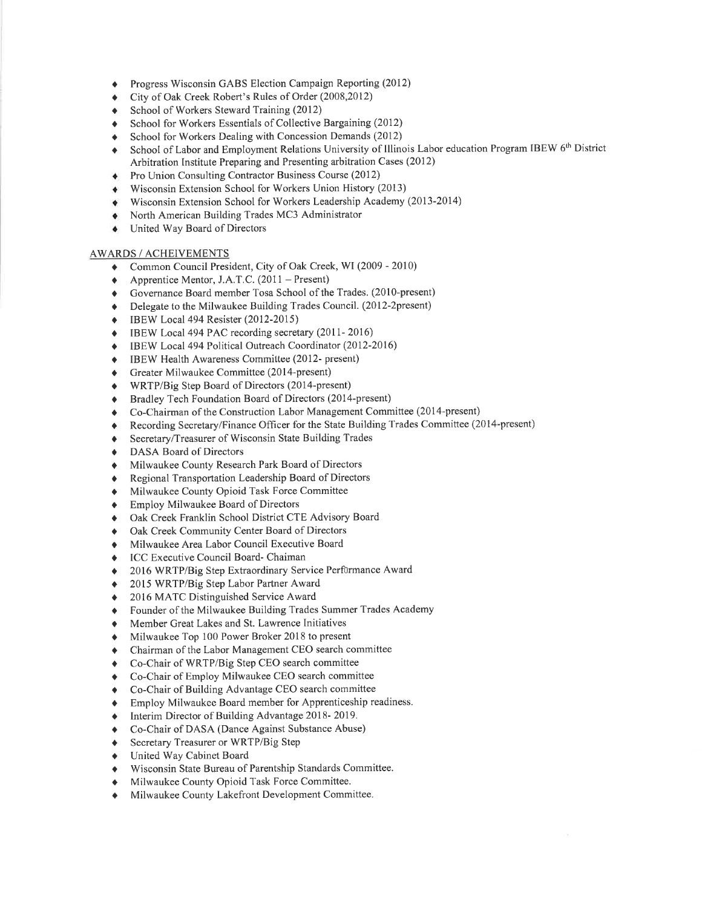- Progress Wisconsin GABS Election Campaign Reporting (2012)
- City of Oak Creek Robert's Rules of Order (2008,2012)
- School of Workers Steward Training (2012)
- School for Workers Essentials of Collective Bargaining (2012)
- School for Workers Dealing with Concession Demands (2012)
- School of Labor and Employment Relations University of Illinois Labor education Program IBEW 6th District Arbitration Institute Preparing and Presenting arbitration Cases (2012)
- Pro Union Consulting Contractor Business Course (2012)
- Wisconsin Extension School for Workers Union History (2013)
- Wisconsin Extension School for Workers Leadership Academy (2013-2014)
- North American Building Trades MC3 Administrator
- United Way Board of Directors

AWARDS / ACHEIVEMENTS

- Common Council President, City of Oak Creek, WI (2009 - 2010)
- Apprentice Mentor, J.A.T.C. (2011 – Present)
- Governance Board member Tosa School of the Trades. (2010-present)
- Delegate to the Milwaukee Building Trades Council. (2012-2present)
- IBEW Local 494 Resister (2012-2015)
- IBEW Local 494 PAC recording secretary (2011- 2016)
- IBEW Local 494 Political Outreach Coordinator (2012-2016)
- IBEW Health Awareness Committee (2012- present)
- Greater Milwaukee Committee (2014-present)
- WRTP/Big Step Board of Directors (2014-present)
- Bradley Tech Foundation Board of Directors (2014-present)
- Co-Chairman of the Construction Labor Management Committee (2014-present)
- Recording Secretary/Finance Officer for the State Building Trades Committee (2014-present)
- Secretary/Treasurer of Wisconsin State Building Trades
- DASA Board of Directors
- Milwaukee County Research Park Board of Directors
- Regional Transportation Leadership Board of Directors
- Milwaukee County Opioid Task Force Committee
- Employ Milwaukee Board of Directors
- Oak Creek Franklin School District CTE Advisory Board
- Oak Creek Community Center Board of Directors
- Milwaukee Area Labor Council Executive Board
- ICC Executive Council Board- Chaiman
- 2016 WRTP/Big Step Extraordinary Service Performance Award
- 2015 WRTP/Big Step Labor Partner Award
- 2016 MATC Distinguished Service Award
- Founder of the Milwaukee Building Trades Summer Trades Academy
- Member Great Lakes and St. Lawrence Initiatives
- Milwaukee Top 100 Power Broker 2018 to present
- Chairman of the Labor Management CEO search committee
- Co-Chair of WRTP/Big Step CEO search committee
- Co-Chair of Employ Milwaukee CEO search committee
- Co-Chair of Building Advantage CEO search committee
- Employ Milwaukee Board member for Apprenticeship readiness.
- Interim Director of Building Advantage 2018- 2019.
- Co-Chair of DASA (Dance Against Substance Abuse)
- Secretary Treasurer or WRTP/Big Step
- United Way Cabinet Board
- Wisconsin State Bureau of Parentship Standards Committee.
- Milwaukee County Opioid Task Force Committee.
- Milwaukee County Lakefront Development Committee.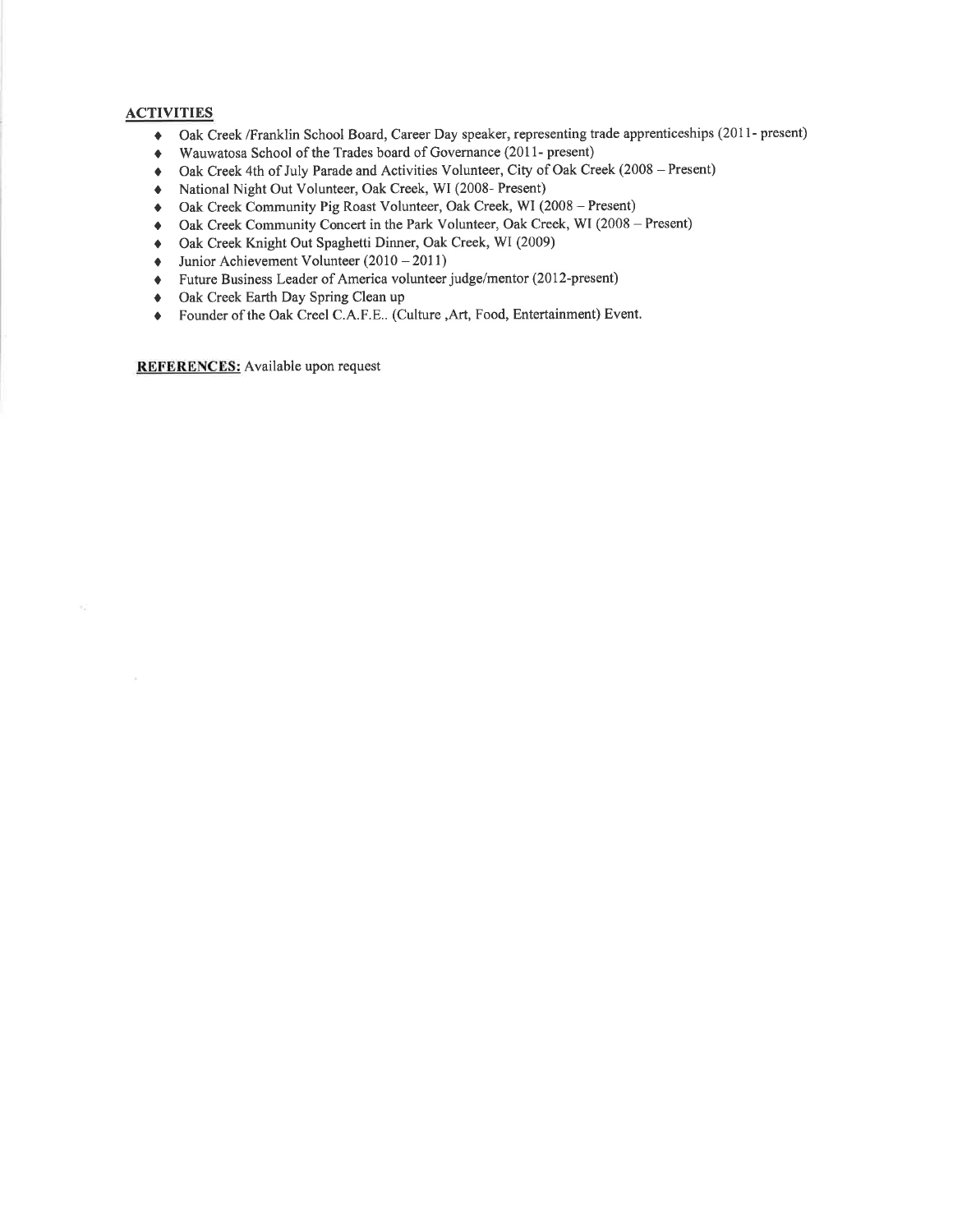## ACTIVITIES

- Oak Creek /Franklin School Board, Career Day speaker, representing trade apprenticeships (2011- present)
- Wauwatosa School of the Trades board of Governance (2011- present)
- Oak Creek 4th of July Parade and Activities Volunteer, City of Oak Creek (2008 – Present)
- National Night Out Volunteer, Oak Creek, WI (2008- Present)
- Oak Creek Community Pig Roast Volunteer, Oak Creek, WI (2008 – Present)
- Oak Creek Community Concert in the Park Volunteer, Oak Creek, WI (2008 – Present)
- Oak Creek Knight Out Spaghetti Dinner, Oak Creek, WI (2009)
- Junior Achievement Volunteer (2010 – 2011)
- Future Business Leader of America volunteer judge/mentor (2012-present)
- Oak Creek Earth Day Spring Clean up
- Founder of the Oak Creel C.A.F.E.. (Culture ,Art, Food, Entertainment) Event.

**REFERENCES:** Available upon request